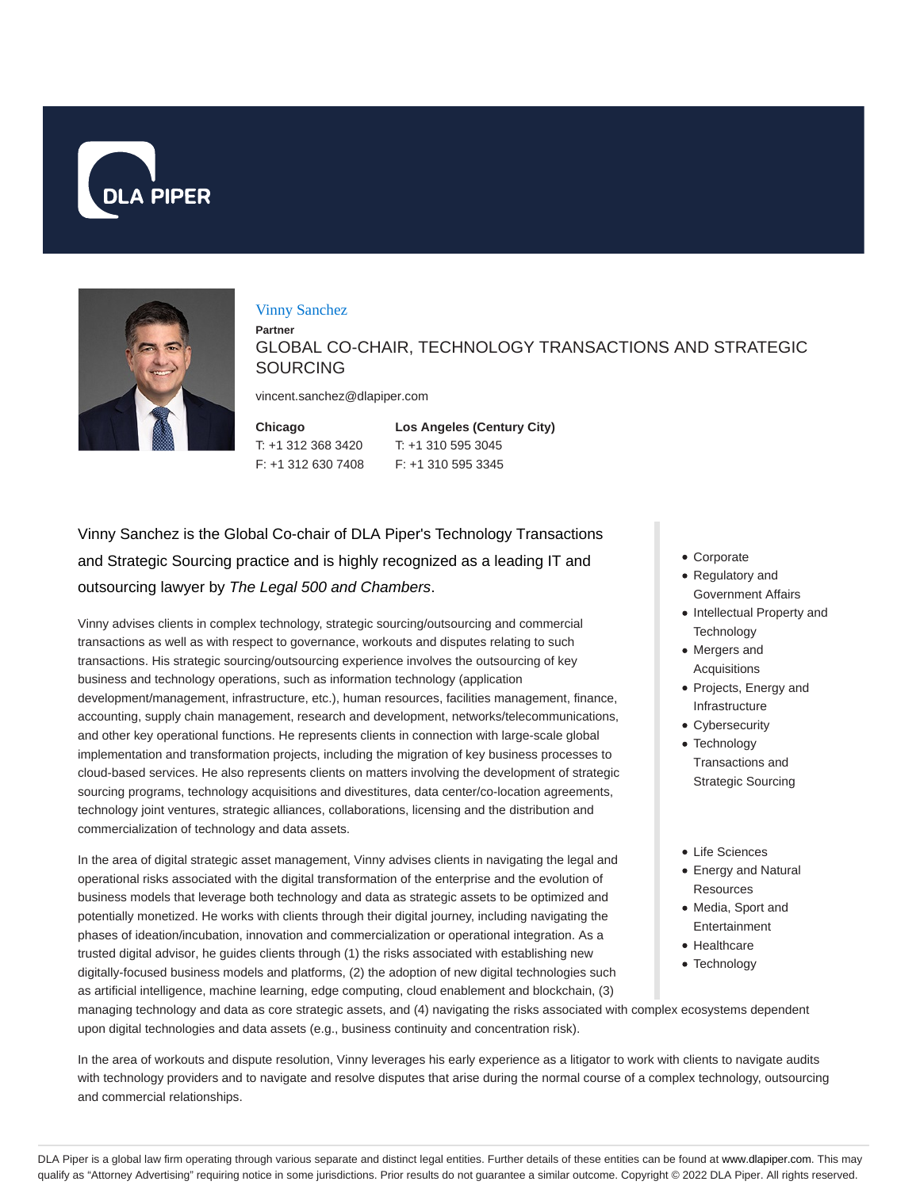# Vinny Sanchez

**Partner**

GLOBAL CO-CHAIR, TECHNOLOGY TRANSACTIONS AND STRATEGIC SOURCING

vincent.sanchez@dlapiper.com

| **Chicago** | **Los Angeles (Century City)** |
| --- | --- |
| T: +1 312 368 3420 | T: +1 310 595 3045 |
| F: +1 312 630 7408 | F: +1 310 595 3345 |

Vinny Sanchez is the Global Co-chair of DLA Piper's Technology Transactions and Strategic Sourcing practice and is highly recognized as a leading IT and outsourcing lawyer by *The Legal 500 and Chambers*.

Vinny advises clients in complex technology, strategic sourcing/outsourcing and commercial transactions as well as with respect to governance, workouts and disputes relating to such transactions. His strategic sourcing/outsourcing experience involves the outsourcing of key business and technology operations, such as information technology (application development/management, infrastructure, etc.), human resources, facilities management, finance, accounting, supply chain management, research and development, networks/telecommunications, and other key operational functions. He represents clients in connection with large-scale global implementation and transformation projects, including the migration of key business processes to cloud-based services. He also represents clients on matters involving the development of strategic sourcing programs, technology acquisitions and divestitures, data center/co-location agreements, technology joint ventures, strategic alliances, collaborations, licensing and the distribution and commercialization of technology and data assets.

In the area of digital strategic asset management, Vinny advises clients in navigating the legal and operational risks associated with the digital transformation of the enterprise and the evolution of business models that leverage both technology and data as strategic assets to be optimized and potentially monetized. He works with clients through their digital journey, including navigating the phases of ideation/incubation, innovation and commercialization or operational integration. As a trusted digital advisor, he guides clients through (1) the risks associated with establishing new digitally-focused business models and platforms, (2) the adoption of new digital technologies such as artificial intelligence, machine learning, edge computing, cloud enablement and blockchain, (3) managing technology and data as core strategic assets, and (4) navigating the risks associated with complex ecosystems dependent upon digital technologies and data assets (e.g., business continuity and concentration risk).

In the area of workouts and dispute resolution, Vinny leverages his early experience as a litigator to work with clients to navigate audits with technology providers and to navigate and resolve disputes that arise during the normal course of a complex technology, outsourcing and commercial relationships.

- Corporate
- Regulatory and Government Affairs
- Intellectual Property and Technology
- Mergers and Acquisitions
- Projects, Energy and Infrastructure
- Cybersecurity
- Technology Transactions and Strategic Sourcing

- Life Sciences
- Energy and Natural Resources
- Media, Sport and Entertainment
- Healthcare
- Technology

DLA Piper is a global law firm operating through various separate and distinct legal entities. Further details of these entities can be found at www.dlapiper.com. This may qualify as "Attorney Advertising" requiring notice in some jurisdictions. Prior results do not guarantee a similar outcome. Copyright © 2022 DLA Piper. All rights reserved.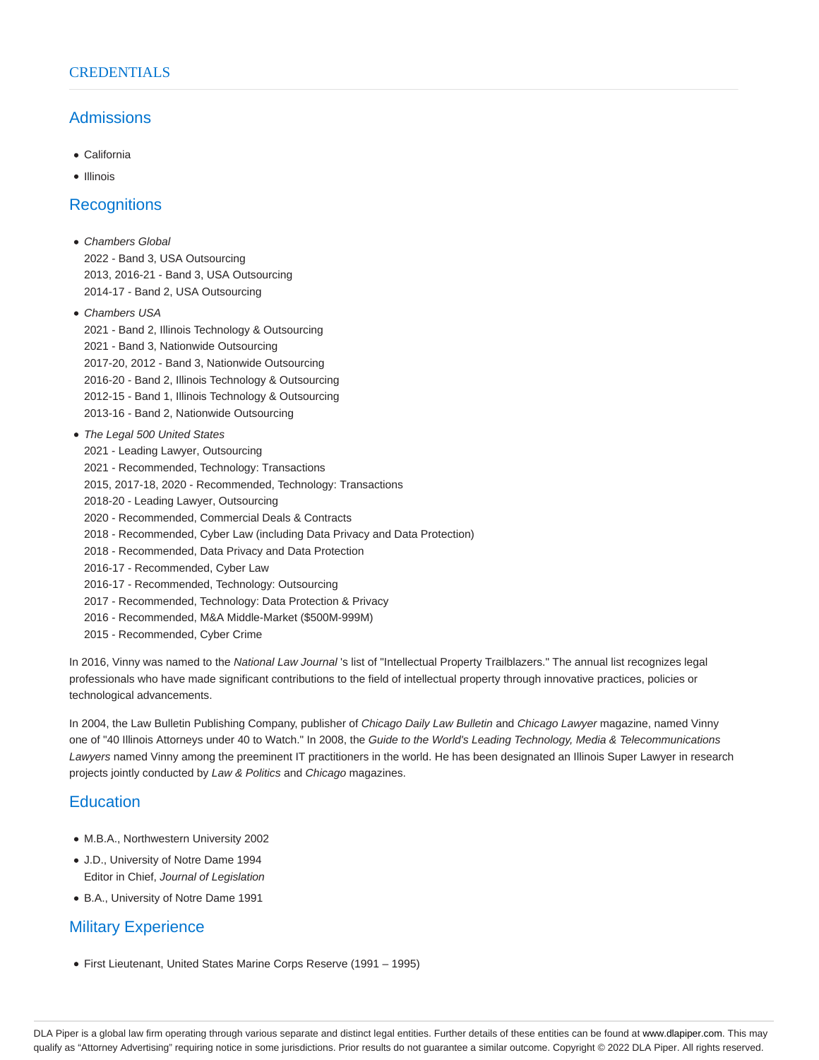## CREDENTIALS

### Admissions

- California
- Illinois

### Recognitions

- *Chambers Global*
  2022 - Band 3, USA Outsourcing
  2013, 2016-21 - Band 3, USA Outsourcing
  2014-17 - Band 2, USA Outsourcing
- *Chambers USA*
  2021 - Band 2, Illinois Technology & Outsourcing
  2021 - Band 3, Nationwide Outsourcing
  2017-20, 2012 - Band 3, Nationwide Outsourcing
  2016-20 - Band 2, Illinois Technology & Outsourcing
  2012-15 - Band 1, Illinois Technology & Outsourcing
  2013-16 - Band 2, Nationwide Outsourcing
- *The Legal 500 United States*
  2021 - Leading Lawyer, Outsourcing
  2021 - Recommended, Technology: Transactions
  2015, 2017-18, 2020 - Recommended, Technology: Transactions
  2018-20 - Leading Lawyer, Outsourcing
  2020 - Recommended, Commercial Deals & Contracts
  2018 - Recommended, Cyber Law (including Data Privacy and Data Protection)
  2018 - Recommended, Data Privacy and Data Protection
  2016-17 - Recommended, Cyber Law
  2016-17 - Recommended, Technology: Outsourcing
  2017 - Recommended, Technology: Data Protection & Privacy
  2016 - Recommended, M&A Middle-Market ($500M-999M)
  2015 - Recommended, Cyber Crime

In 2016, Vinny was named to the *National Law Journal* 's list of "Intellectual Property Trailblazers." The annual list recognizes legal professionals who have made significant contributions to the field of intellectual property through innovative practices, policies or technological advancements.

In 2004, the Law Bulletin Publishing Company, publisher of *Chicago Daily Law Bulletin* and *Chicago Lawyer* magazine, named Vinny one of "40 Illinois Attorneys under 40 to Watch." In 2008, the *Guide to the World's Leading Technology, Media & Telecommunications Lawyers* named Vinny among the preeminent IT practitioners in the world. He has been designated an Illinois Super Lawyer in research projects jointly conducted by *Law & Politics* and *Chicago* magazines.

### Education

- M.B.A., Northwestern University 2002
- J.D., University of Notre Dame 1994
  Editor in Chief, *Journal of Legislation*
- B.A., University of Notre Dame 1991

### Military Experience

- First Lieutenant, United States Marine Corps Reserve (1991 – 1995)

DLA Piper is a global law firm operating through various separate and distinct legal entities. Further details of these entities can be found at www.dlapiper.com. This may qualify as "Attorney Advertising" requiring notice in some jurisdictions. Prior results do not guarantee a similar outcome. Copyright © 2022 DLA Piper. All rights reserved.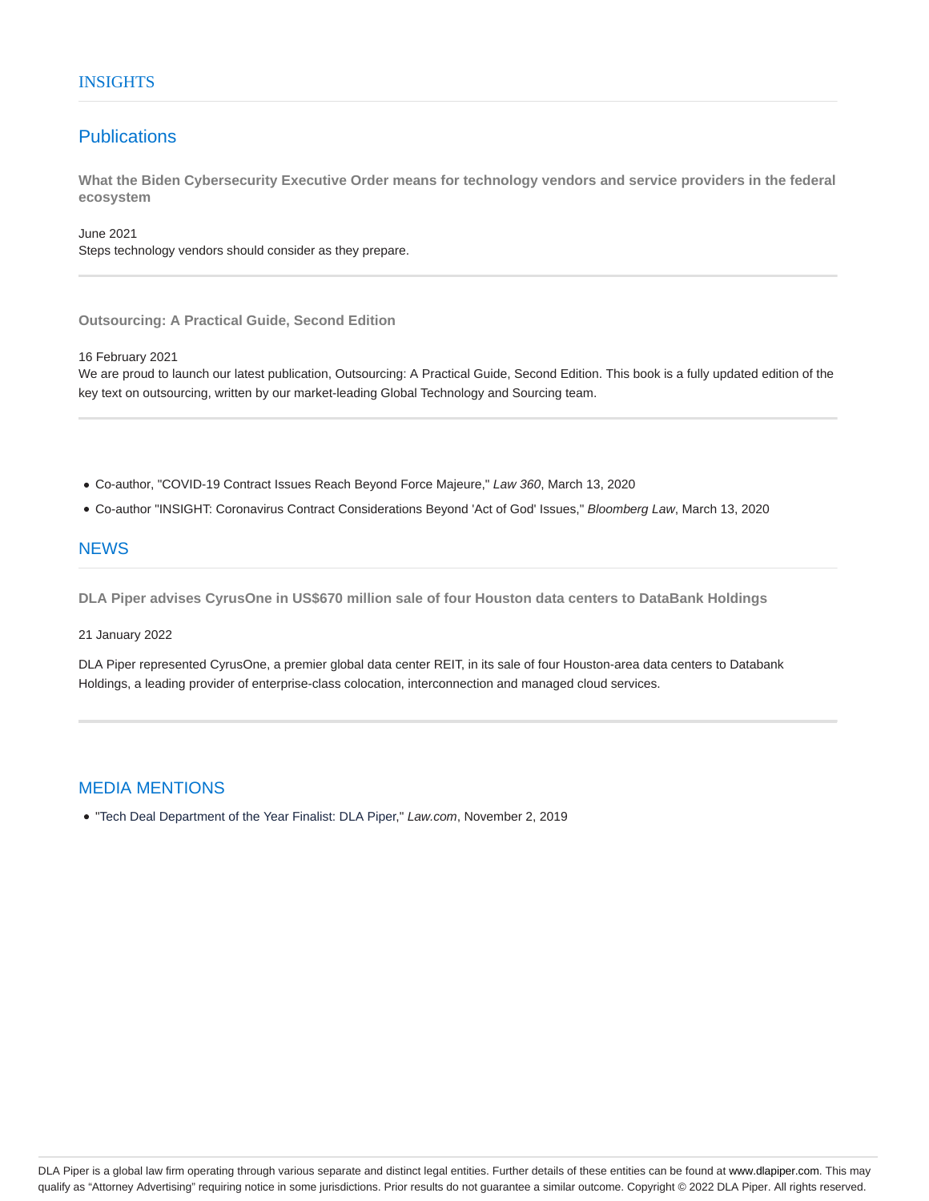## INSIGHTS

### Publications

**What the Biden Cybersecurity Executive Order means for technology vendors and service providers in the federal ecosystem**

June 2021
Steps technology vendors should consider as they prepare.

---

**Outsourcing: A Practical Guide, Second Edition**

16 February 2021
We are proud to launch our latest publication, Outsourcing: A Practical Guide, Second Edition. This book is a fully updated edition of the key text on outsourcing, written by our market-leading Global Technology and Sourcing team.

---

- Co-author, "COVID-19 Contract Issues Reach Beyond Force Majeure," *Law 360*, March 13, 2020
- Co-author "INSIGHT: Coronavirus Contract Considerations Beyond 'Act of God' Issues," *Bloomberg Law*, March 13, 2020

## NEWS

**DLA Piper advises CyrusOne in US$670 million sale of four Houston data centers to DataBank Holdings**

21 January 2022

DLA Piper represented CyrusOne, a premier global data center REIT, in its sale of four Houston-area data centers to Databank Holdings, a leading provider of enterprise-class colocation, interconnection and managed cloud services.

---

## MEDIA MENTIONS

- "Tech Deal Department of the Year Finalist: DLA Piper," *Law.com*, November 2, 2019

DLA Piper is a global law firm operating through various separate and distinct legal entities. Further details of these entities can be found at www.dlapiper.com. This may qualify as "Attorney Advertising" requiring notice in some jurisdictions. Prior results do not guarantee a similar outcome. Copyright © 2022 DLA Piper. All rights reserved.